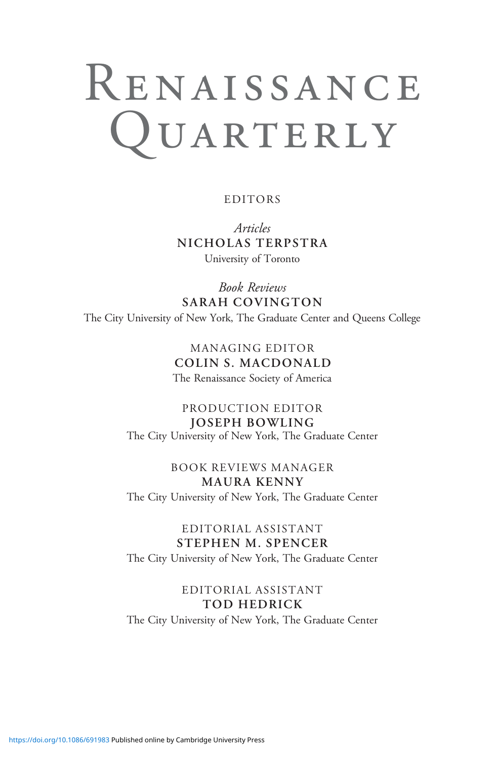# Renaissance Quarterly

EDITORS

*Articles*
**NICHOLAS TERPSTRA**
University of Toronto

*Book Reviews*
**SARAH COVINGTON**
The City University of New York, The Graduate Center and Queens College

MANAGING EDITOR
**COLIN S. MACDONALD**
The Renaissance Society of America

PRODUCTION EDITOR
**JOSEPH BOWLING**
The City University of New York, The Graduate Center

BOOK REVIEWS MANAGER
**MAURA KENNY**
The City University of New York, The Graduate Center

EDITORIAL ASSISTANT
**STEPHEN M. SPENCER**
The City University of New York, The Graduate Center

EDITORIAL ASSISTANT
**TOD HEDRICK**
The City University of New York, The Graduate Center

https://doi.org/10.1086/691983 Published online by Cambridge University Press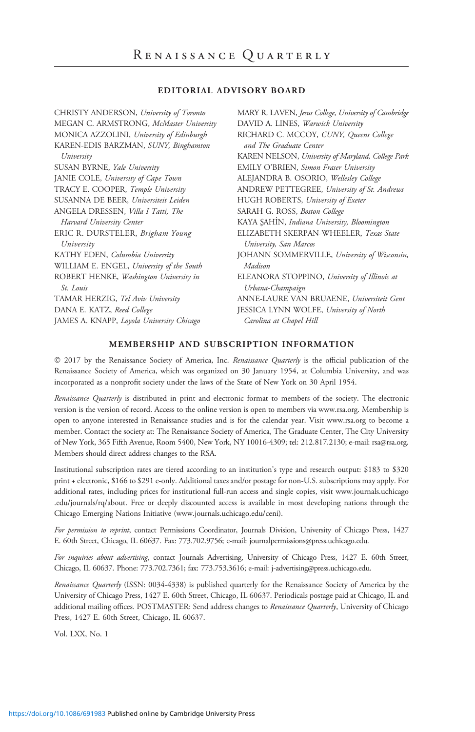# Renaissance Quarterly

## EDITORIAL ADVISORY BOARD

CHRISTY ANDERSON, *University of Toronto*
MEGAN C. ARMSTRONG, *McMaster University*
MONICA AZZOLINI, *University of Edinburgh*
KAREN-EDIS BARZMAN, *SUNY, Binghamton University*
SUSAN BYRNE, *Yale University*
JANIE COLE, *University of Cape Town*
TRACY E. COOPER, *Temple University*
SUSANNA DE BEER, *Universiteit Leiden*
ANGELA DRESSEN, *Villa I Tatti, The Harvard University Center*
ERIC R. DURSTELER, *Brigham Young University*
KATHY EDEN, *Columbia University*
WILLIAM E. ENGEL, *University of the South*
ROBERT HENKE, *Washington University in St. Louis*
TAMAR HERZIG, *Tel Aviv University*
DANA E. KATZ, *Reed College*
JAMES A. KNAPP, *Loyola University Chicago*
MARY R. LAVEN, *Jesus College, University of Cambridge*
DAVID A. LINES, *Warwick University*
RICHARD C. MCCOY, *CUNY, Queens College and The Graduate Center*
KAREN NELSON, *University of Maryland, College Park*
EMILY O'BRIEN, *Simon Fraser University*
ALEJANDRA B. OSORIO, *Wellesley College*
ANDREW PETTEGREE, *University of St. Andrews*
HUGH ROBERTS, *University of Exeter*
SARAH G. ROSS, *Boston College*
KAYA ŞAHİN, *Indiana University, Bloomington*
ELIZABETH SKERPAN-WHEELER, *Texas State University, San Marcos*
JOHANN SOMMERVILLE, *University of Wisconsin, Madison*
ELEANORA STOPPINO, *University of Illinois at Urbana-Champaign*
ANNE-LAURE VAN BRUAENE, *Universiteit Gent*
JESSICA LYNN WOLFE, *University of North Carolina at Chapel Hill*

## MEMBERSHIP AND SUBSCRIPTION INFORMATION

© 2017 by the Renaissance Society of America, Inc. *Renaissance Quarterly* is the official publication of the Renaissance Society of America, which was organized on 30 January 1954, at Columbia University, and was incorporated as a nonprofit society under the laws of the State of New York on 30 April 1954.

*Renaissance Quarterly* is distributed in print and electronic format to members of the society. The electronic version is the version of record. Access to the online version is open to members via www.rsa.org. Membership is open to anyone interested in Renaissance studies and is for the calendar year. Visit www.rsa.org to become a member. Contact the society at: The Renaissance Society of America, The Graduate Center, The City University of New York, 365 Fifth Avenue, Room 5400, New York, NY 10016-4309; tel: 212.817.2130; e-mail: rsa@rsa.org. Members should direct address changes to the RSA.

Institutional subscription rates are tiered according to an institution's type and research output: $183 to $320 print + electronic, $166 to $291 e-only. Additional taxes and/or postage for non-U.S. subscriptions may apply. For additional rates, including prices for institutional full-run access and single copies, visit www.journals.uchicago.edu/journals/rq/about. Free or deeply discounted access is available in most developing nations through the Chicago Emerging Nations Initiative (www.journals.uchicago.edu/ceni).

*For permission to reprint*, contact Permissions Coordinator, Journals Division, University of Chicago Press, 1427 E. 60th Street, Chicago, IL 60637. Fax: 773.702.9756; e-mail: journalpermissions@press.uchicago.edu.

*For inquiries about advertising*, contact Journals Advertising, University of Chicago Press, 1427 E. 60th Street, Chicago, IL 60637. Phone: 773.702.7361; fax: 773.753.3616; e-mail: j-advertising@press.uchicago.edu.

*Renaissance Quarterly* (ISSN: 0034-4338) is published quarterly for the Renaissance Society of America by the University of Chicago Press, 1427 E. 60th Street, Chicago, IL 60637. Periodicals postage paid at Chicago, IL and additional mailing offices. POSTMASTER: Send address changes to *Renaissance Quarterly*, University of Chicago Press, 1427 E. 60th Street, Chicago, IL 60637.

Vol. LXX, No. 1